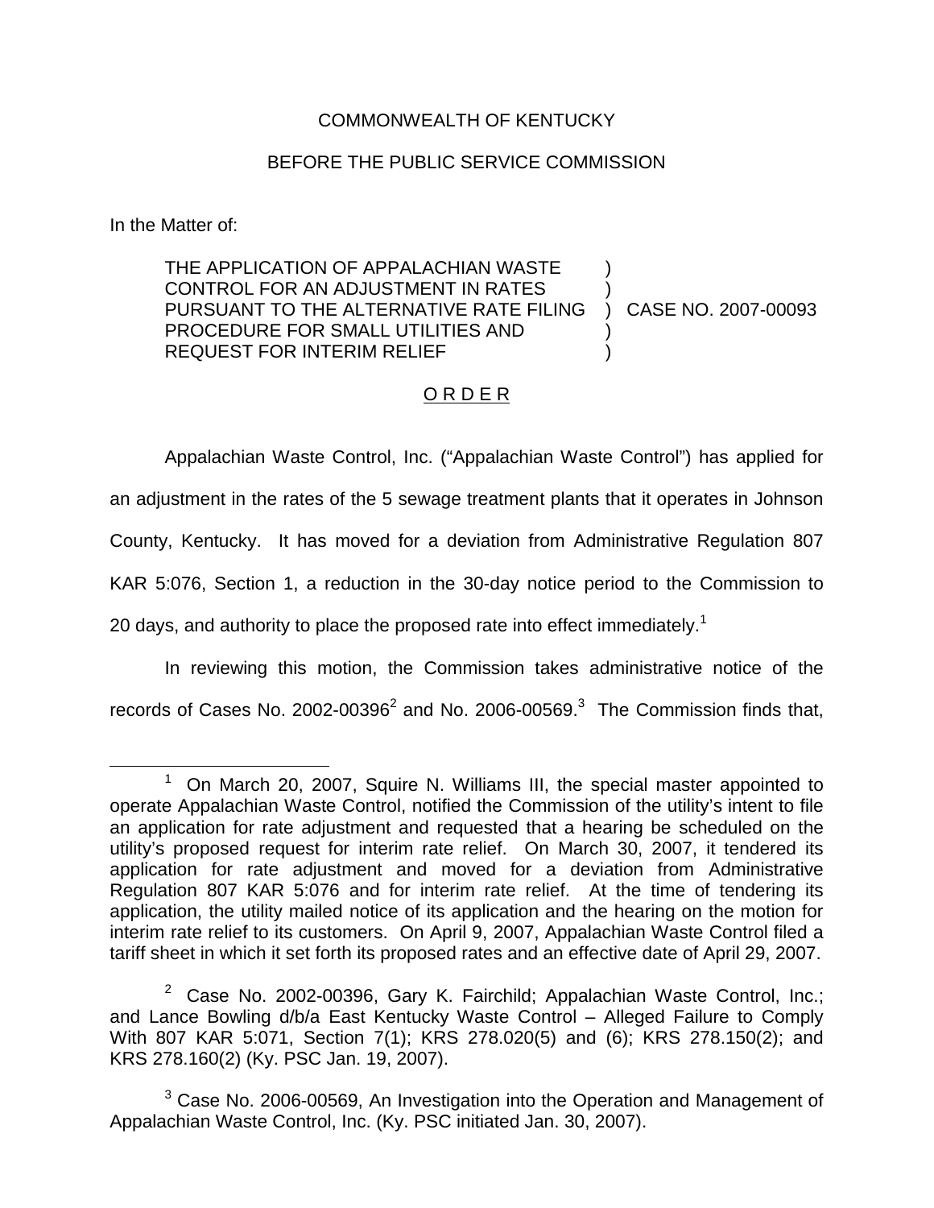COMMONWEALTH OF KENTUCKY

BEFORE THE PUBLIC SERVICE COMMISSION

In the Matter of:

THE APPLICATION OF APPALACHIAN WASTE CONTROL FOR AN ADJUSTMENT IN RATES PURSUANT TO THE ALTERNATIVE RATE FILING PROCEDURE FOR SMALL UTILITIES AND REQUEST FOR INTERIM RELIEF ) CASE NO. 2007-00093

O R D E R

Appalachian Waste Control, Inc. ("Appalachian Waste Control") has applied for an adjustment in the rates of the 5 sewage treatment plants that it operates in Johnson County, Kentucky. It has moved for a deviation from Administrative Regulation 807 KAR 5:076, Section 1, a reduction in the 30-day notice period to the Commission to 20 days, and authority to place the proposed rate into effect immediately.[1]

In reviewing this motion, the Commission takes administrative notice of the records of Cases No. 2002-00396[2] and No. 2006-00569.[3] The Commission finds that,

[1] On March 20, 2007, Squire N. Williams III, the special master appointed to operate Appalachian Waste Control, notified the Commission of the utility's intent to file an application for rate adjustment and requested that a hearing be scheduled on the utility's proposed request for interim rate relief. On March 30, 2007, it tendered its application for rate adjustment and moved for a deviation from Administrative Regulation 807 KAR 5:076 and for interim rate relief. At the time of tendering its application, the utility mailed notice of its application and the hearing on the motion for interim rate relief to its customers. On April 9, 2007, Appalachian Waste Control filed a tariff sheet in which it set forth its proposed rates and an effective date of April 29, 2007.

[2] Case No. 2002-00396, Gary K. Fairchild; Appalachian Waste Control, Inc.; and Lance Bowling d/b/a East Kentucky Waste Control – Alleged Failure to Comply With 807 KAR 5:071, Section 7(1); KRS 278.020(5) and (6); KRS 278.150(2); and KRS 278.160(2) (Ky. PSC Jan. 19, 2007).

[3] Case No. 2006-00569, An Investigation into the Operation and Management of Appalachian Waste Control, Inc. (Ky. PSC initiated Jan. 30, 2007).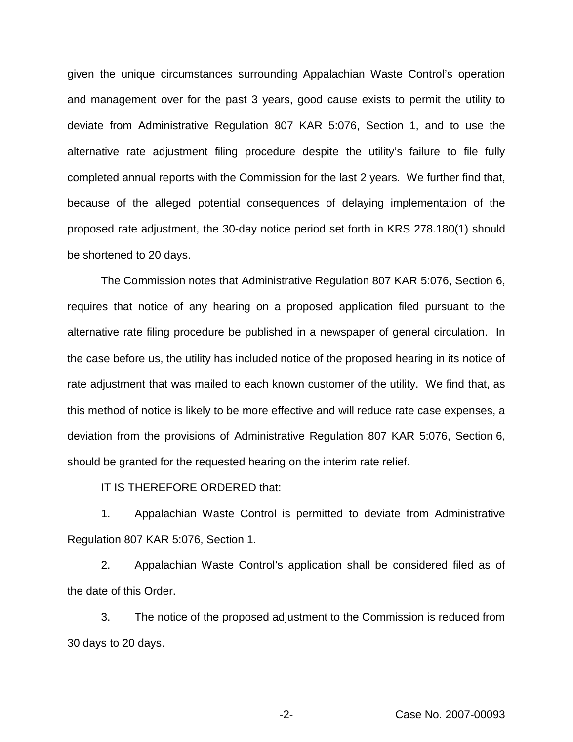given the unique circumstances surrounding Appalachian Waste Control's operation and management over for the past 3 years, good cause exists to permit the utility to deviate from Administrative Regulation 807 KAR 5:076, Section 1, and to use the alternative rate adjustment filing procedure despite the utility's failure to file fully completed annual reports with the Commission for the last 2 years. We further find that, because of the alleged potential consequences of delaying implementation of the proposed rate adjustment, the 30-day notice period set forth in KRS 278.180(1) should be shortened to 20 days.

The Commission notes that Administrative Regulation 807 KAR 5:076, Section 6, requires that notice of any hearing on a proposed application filed pursuant to the alternative rate filing procedure be published in a newspaper of general circulation. In the case before us, the utility has included notice of the proposed hearing in its notice of rate adjustment that was mailed to each known customer of the utility. We find that, as this method of notice is likely to be more effective and will reduce rate case expenses, a deviation from the provisions of Administrative Regulation 807 KAR 5:076, Section 6, should be granted for the requested hearing on the interim rate relief.

IT IS THEREFORE ORDERED that:

1. Appalachian Waste Control is permitted to deviate from Administrative Regulation 807 KAR 5:076, Section 1.

2. Appalachian Waste Control's application shall be considered filed as of the date of this Order.

3. The notice of the proposed adjustment to the Commission is reduced from 30 days to 20 days.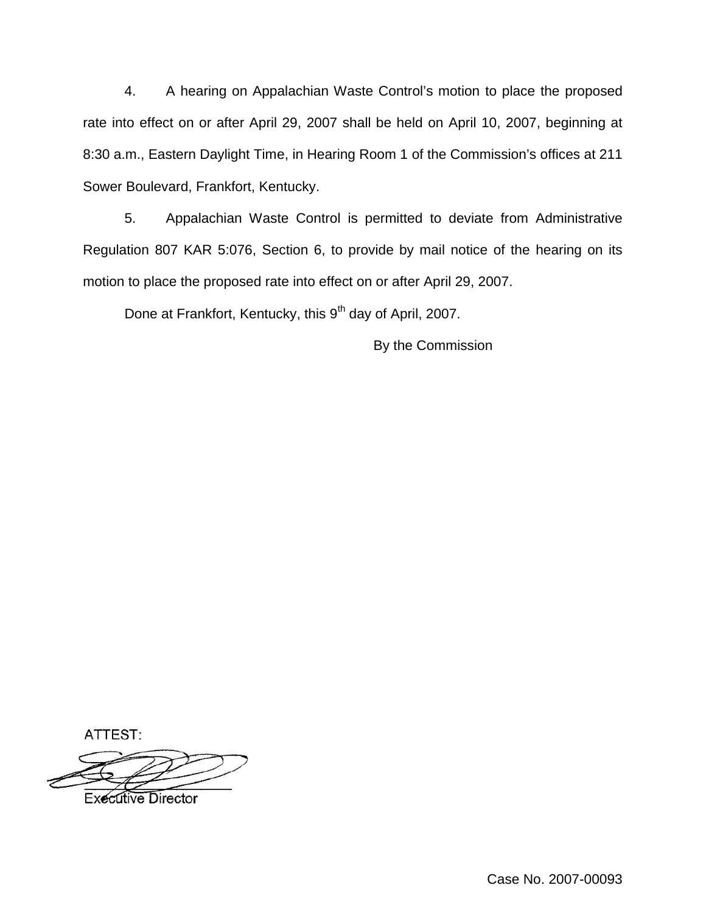4. A hearing on Appalachian Waste Control's motion to place the proposed rate into effect on or after April 29, 2007 shall be held on April 10, 2007, beginning at 8:30 a.m., Eastern Daylight Time, in Hearing Room 1 of the Commission's offices at 211 Sower Boulevard, Frankfort, Kentucky.

5. Appalachian Waste Control is permitted to deviate from Administrative Regulation 807 KAR 5:076, Section 6, to provide by mail notice of the hearing on its motion to place the proposed rate into effect on or after April 29, 2007.

Done at Frankfort, Kentucky, this 9th day of April, 2007.

By the Commission

ATTEST:

Executive Director

Case No. 2007-00093